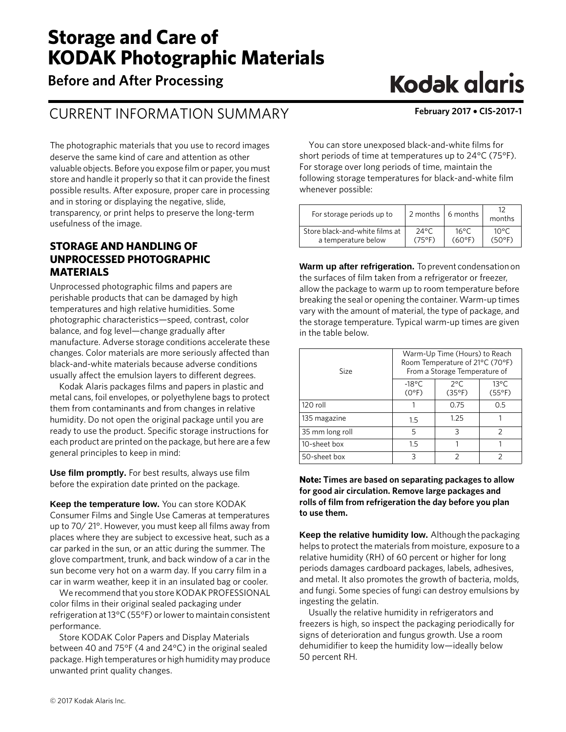# Storage and Care of KODAK Photographic Materials

## Before and After Processing

Kodak alaris

CURRENT INFORMATION SUMMARY

**February 2017 • CIS-2017-1**

The photographic materials that you use to record images deserve the same kind of care and attention as other valuable objects. Before you expose film or paper, you must store and handle it properly so that it can provide the finest possible results. After exposure, proper care in processing and in storing or displaying the negative, slide, transparency, or print helps to preserve the long-term usefulness of the image.

## STORAGE AND HANDLING OF UNPROCESSED PHOTOGRAPHIC MATERIALS

Unprocessed photographic films and papers are perishable products that can be damaged by high temperatures and high relative humidities. Some photographic characteristics—speed, contrast, color balance, and fog level—change gradually after manufacture. Adverse storage conditions accelerate these changes. Color materials are more seriously affected than black-and-white materials because adverse conditions usually affect the emulsion layers to different degrees.

Kodak Alaris packages films and papers in plastic and metal cans, foil envelopes, or polyethylene bags to protect them from contaminants and from changes in relative humidity. Do not open the original package until you are ready to use the product. Specific storage instructions for each product are printed on the package, but here are a few general principles to keep in mind:

**Use film promptly.** For best results, always use film before the expiration date printed on the package.

**Keep the temperature low.** You can store KODAK Consumer Films and Single Use Cameras at temperatures up to 70/ 21°. However, you must keep all films away from places where they are subject to excessive heat, such as a car parked in the sun, or an attic during the summer. The glove compartment, trunk, and back window of a car in the sun become very hot on a warm day. If you carry film in a car in warm weather, keep it in an insulated bag or cooler.

We recommend that you store KODAK PROFESSIONAL color films in their original sealed packaging under refrigeration at 13°C (55°F) or lower to maintain consistent performance.

Store KODAK Color Papers and Display Materials between 40 and 75°F (4 and 24°C) in the original sealed package. High temperatures or high humidity may produce unwanted print quality changes.

You can store unexposed black-and-white films for short periods of time at temperatures up to 24°C (75°F). For storage over long periods of time, maintain the following storage temperatures for black-and-white film whenever possible:

| For storage periods up to | 2 months | 6 months | 12 months |
|---|---|---|---|
| Store black-and-white films at a temperature below | 24°C (75°F) | 16°C (60°F) | 10°C (50°F) |

**Warm up after refrigeration.** To prevent condensation on the surfaces of film taken from a refrigerator or freezer, allow the package to warm up to room temperature before breaking the seal or opening the container. Warm-up times vary with the amount of material, the type of package, and the storage temperature. Typical warm-up times are given in the table below.

| Size | Warm-Up Time (Hours) to Reach Room Temperature of 21°C (70°F) From a Storage Temperature of | | |
|---|---|---|---|
| | -18°C (0°F) | 2°C (35°F) | 13°C (55°F) |
| 120 roll | 1 | 0.75 | 0.5 |
| 135 magazine | 1.5 | 1.25 | 1 |
| 35 mm long roll | 5 | 3 | 2 |
| 10-sheet box | 1.5 | 1 | 1 |
| 50-sheet box | 3 | 2 | 2 |

**Note: Times are based on separating packages to allow for good air circulation. Remove large packages and rolls of film from refrigeration the day before you plan to use them.**

**Keep the relative humidity low.** Although the packaging helps to protect the materials from moisture, exposure to a relative humidity (RH) of 60 percent or higher for long periods damages cardboard packages, labels, adhesives, and metal. It also promotes the growth of bacteria, molds, and fungi. Some species of fungi can destroy emulsions by ingesting the gelatin.

Usually the relative humidity in refrigerators and freezers is high, so inspect the packaging periodically for signs of deterioration and fungus growth. Use a room dehumidifier to keep the humidity low—ideally below 50 percent RH.

© 2017 Kodak Alaris Inc.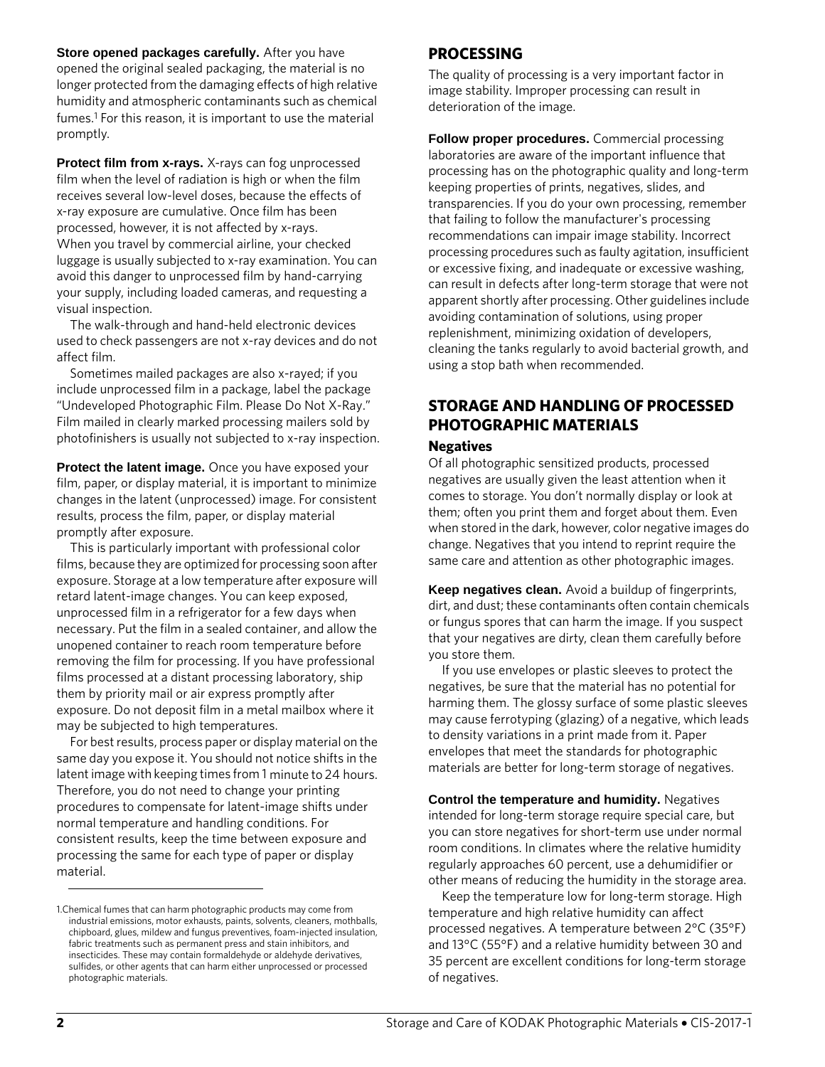**Store opened packages carefully.** After you have opened the original sealed packaging, the material is no longer protected from the damaging effects of high relative humidity and atmospheric contaminants such as chemical fumes.[1] For this reason, it is important to use the material promptly.

**Protect film from x-rays.** X-rays can fog unprocessed film when the level of radiation is high or when the film receives several low-level doses, because the effects of x-ray exposure are cumulative. Once film has been processed, however, it is not affected by x-rays. When you travel by commercial airline, your checked luggage is usually subjected to x-ray examination. You can avoid this danger to unprocessed film by hand-carrying your supply, including loaded cameras, and requesting a visual inspection.

The walk-through and hand-held electronic devices used to check passengers are not x-ray devices and do not affect film.

Sometimes mailed packages are also x-rayed; if you include unprocessed film in a package, label the package "Undeveloped Photographic Film. Please Do Not X-Ray." Film mailed in clearly marked processing mailers sold by photofinishers is usually not subjected to x-ray inspection.

**Protect the latent image.** Once you have exposed your film, paper, or display material, it is important to minimize changes in the latent (unprocessed) image. For consistent results, process the film, paper, or display material promptly after exposure.

This is particularly important with professional color films, because they are optimized for processing soon after exposure. Storage at a low temperature after exposure will retard latent-image changes. You can keep exposed, unprocessed film in a refrigerator for a few days when necessary. Put the film in a sealed container, and allow the unopened container to reach room temperature before removing the film for processing. If you have professional films processed at a distant processing laboratory, ship them by priority mail or air express promptly after exposure. Do not deposit film in a metal mailbox where it may be subjected to high temperatures.

For best results, process paper or display material on the same day you expose it. You should not notice shifts in the latent image with keeping times from 1 minute to 24 hours. Therefore, you do not need to change your printing procedures to compensate for latent-image shifts under normal temperature and handling conditions. For consistent results, keep the time between exposure and processing the same for each type of paper or display material.

1.Chemical fumes that can harm photographic products may come from industrial emissions, motor exhausts, paints, solvents, cleaners, mothballs, chipboard, glues, mildew and fungus preventives, foam-injected insulation, fabric treatments such as permanent press and stain inhibitors, and insecticides. These may contain formaldehyde or aldehyde derivatives, sulfides, or other agents that can harm either unprocessed or processed photographic materials.

## PROCESSING

The quality of processing is a very important factor in image stability. Improper processing can result in deterioration of the image.

**Follow proper procedures.** Commercial processing laboratories are aware of the important influence that processing has on the photographic quality and long-term keeping properties of prints, negatives, slides, and transparencies. If you do your own processing, remember that failing to follow the manufacturer's processing recommendations can impair image stability. Incorrect processing procedures such as faulty agitation, insufficient or excessive fixing, and inadequate or excessive washing, can result in defects after long-term storage that were not apparent shortly after processing. Other guidelines include avoiding contamination of solutions, using proper replenishment, minimizing oxidation of developers, cleaning the tanks regularly to avoid bacterial growth, and using a stop bath when recommended.

## STORAGE AND HANDLING OF PROCESSED PHOTOGRAPHIC MATERIALS

### Negatives

Of all photographic sensitized products, processed negatives are usually given the least attention when it comes to storage. You don't normally display or look at them; often you print them and forget about them. Even when stored in the dark, however, color negative images do change. Negatives that you intend to reprint require the same care and attention as other photographic images.

**Keep negatives clean.** Avoid a buildup of fingerprints, dirt, and dust; these contaminants often contain chemicals or fungus spores that can harm the image. If you suspect that your negatives are dirty, clean them carefully before you store them.

If you use envelopes or plastic sleeves to protect the negatives, be sure that the material has no potential for harming them. The glossy surface of some plastic sleeves may cause ferrotyping (glazing) of a negative, which leads to density variations in a print made from it. Paper envelopes that meet the standards for photographic materials are better for long-term storage of negatives.

**Control the temperature and humidity.** Negatives intended for long-term storage require special care, but you can store negatives for short-term use under normal room conditions. In climates where the relative humidity regularly approaches 60 percent, use a dehumidifier or other means of reducing the humidity in the storage area.

Keep the temperature low for long-term storage. High temperature and high relative humidity can affect processed negatives. A temperature between 2°C (35°F) and 13°C (55°F) and a relative humidity between 30 and 35 percent are excellent conditions for long-term storage of negatives.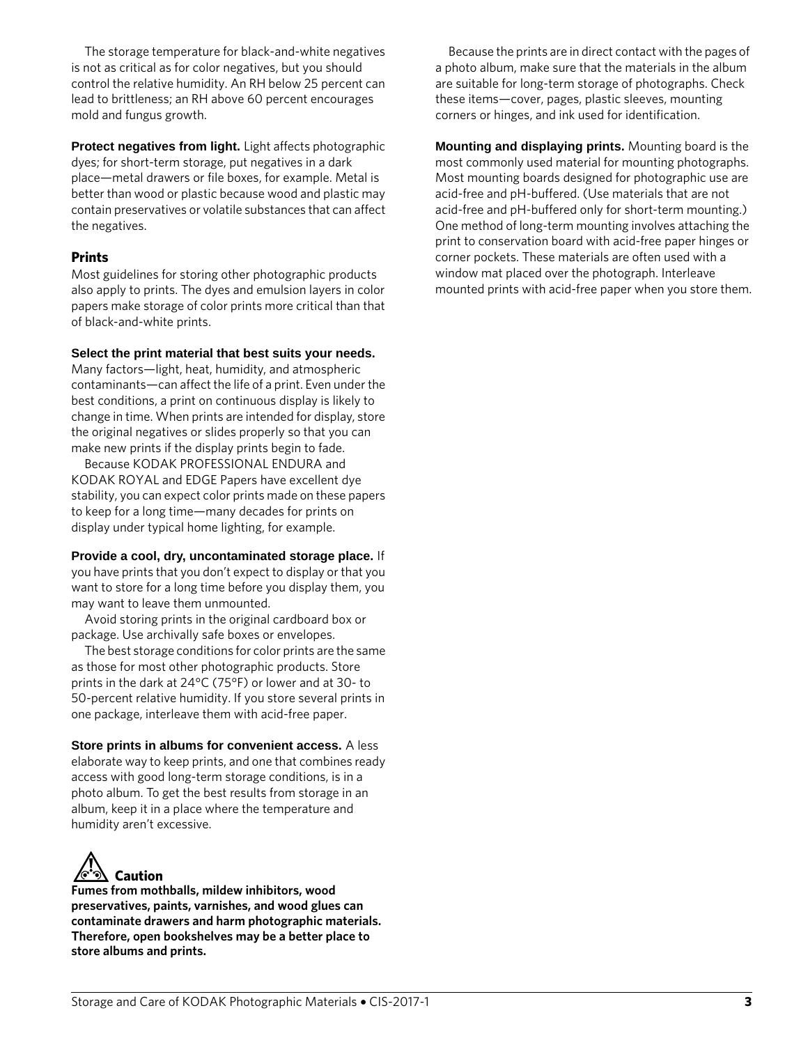The storage temperature for black-and-white negatives is not as critical as for color negatives, but you should control the relative humidity. An RH below 25 percent can lead to brittleness; an RH above 60 percent encourages mold and fungus growth.

**Protect negatives from light.** Light affects photographic dyes; for short-term storage, put negatives in a dark place—metal drawers or file boxes, for example. Metal is better than wood or plastic because wood and plastic may contain preservatives or volatile substances that can affect the negatives.

### Prints

Most guidelines for storing other photographic products also apply to prints. The dyes and emulsion layers in color papers make storage of color prints more critical than that of black-and-white prints.

**Select the print material that best suits your needs.** Many factors—light, heat, humidity, and atmospheric contaminants—can affect the life of a print. Even under the best conditions, a print on continuous display is likely to change in time. When prints are intended for display, store the original negatives or slides properly so that you can make new prints if the display prints begin to fade.

Because KODAK PROFESSIONAL ENDURA and KODAK ROYAL and EDGE Papers have excellent dye stability, you can expect color prints made on these papers to keep for a long time—many decades for prints on display under typical home lighting, for example.

**Provide a cool, dry, uncontaminated storage place.** If you have prints that you don't expect to display or that you want to store for a long time before you display them, you may want to leave them unmounted.

Avoid storing prints in the original cardboard box or package. Use archivally safe boxes or envelopes.

The best storage conditions for color prints are the same as those for most other photographic products. Store prints in the dark at 24°C (75°F) or lower and at 30- to 50-percent relative humidity. If you store several prints in one package, interleave them with acid-free paper.

**Store prints in albums for convenient access.** A less elaborate way to keep prints, and one that combines ready access with good long-term storage conditions, is in a photo album. To get the best results from storage in an album, keep it in a place where the temperature and humidity aren't excessive.

**Caution**

**Fumes from mothballs, mildew inhibitors, wood preservatives, paints, varnishes, and wood glues can contaminate drawers and harm photographic materials. Therefore, open bookshelves may be a better place to store albums and prints.**

Because the prints are in direct contact with the pages of a photo album, make sure that the materials in the album are suitable for long-term storage of photographs. Check these items—cover, pages, plastic sleeves, mounting corners or hinges, and ink used for identification.

**Mounting and displaying prints.** Mounting board is the most commonly used material for mounting photographs. Most mounting boards designed for photographic use are acid-free and pH-buffered. (Use materials that are not acid-free and pH-buffered only for short-term mounting.) One method of long-term mounting involves attaching the print to conservation board with acid-free paper hinges or corner pockets. These materials are often used with a window mat placed over the photograph. Interleave mounted prints with acid-free paper when you store them.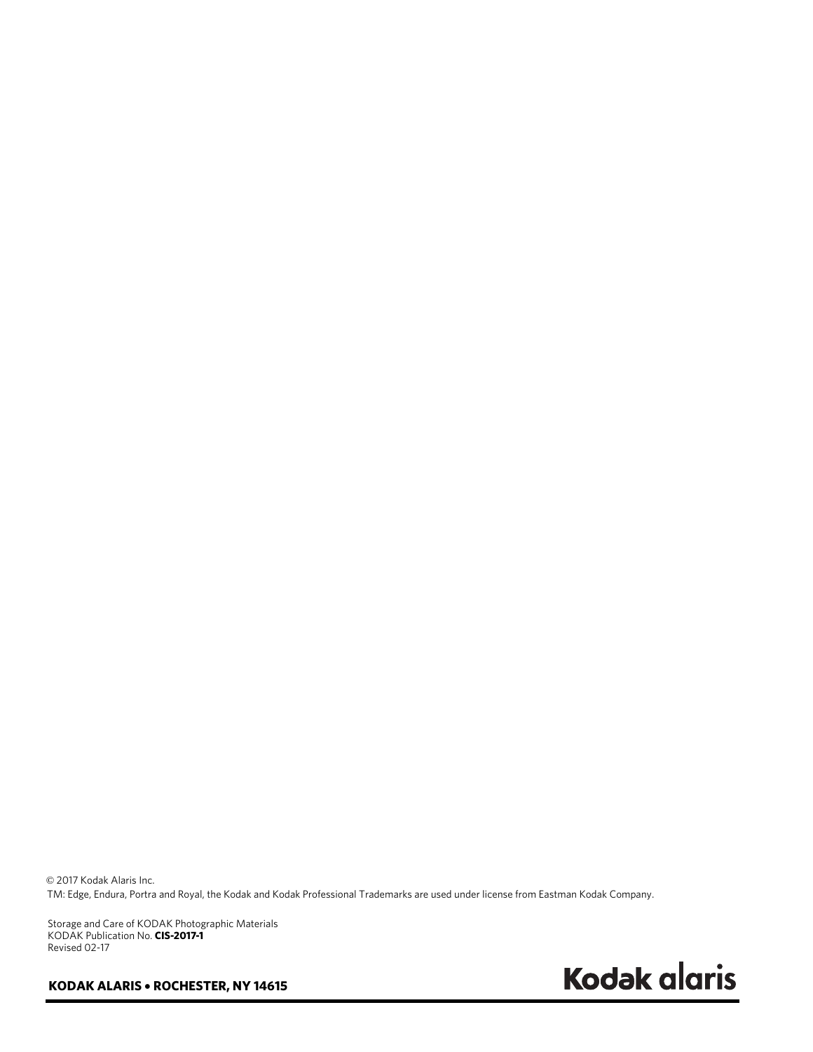© 2017 Kodak Alaris Inc.

TM: Edge, Endura, Portra and Royal, the Kodak and Kodak Professional Trademarks are used under license from Eastman Kodak Company.

Storage and Care of KODAK Photographic Materials
KODAK Publication No. **CIS-2017-1**
Revised 02-17

**KODAK ALARIS • ROCHESTER, NY 14615**

Kodak alaris